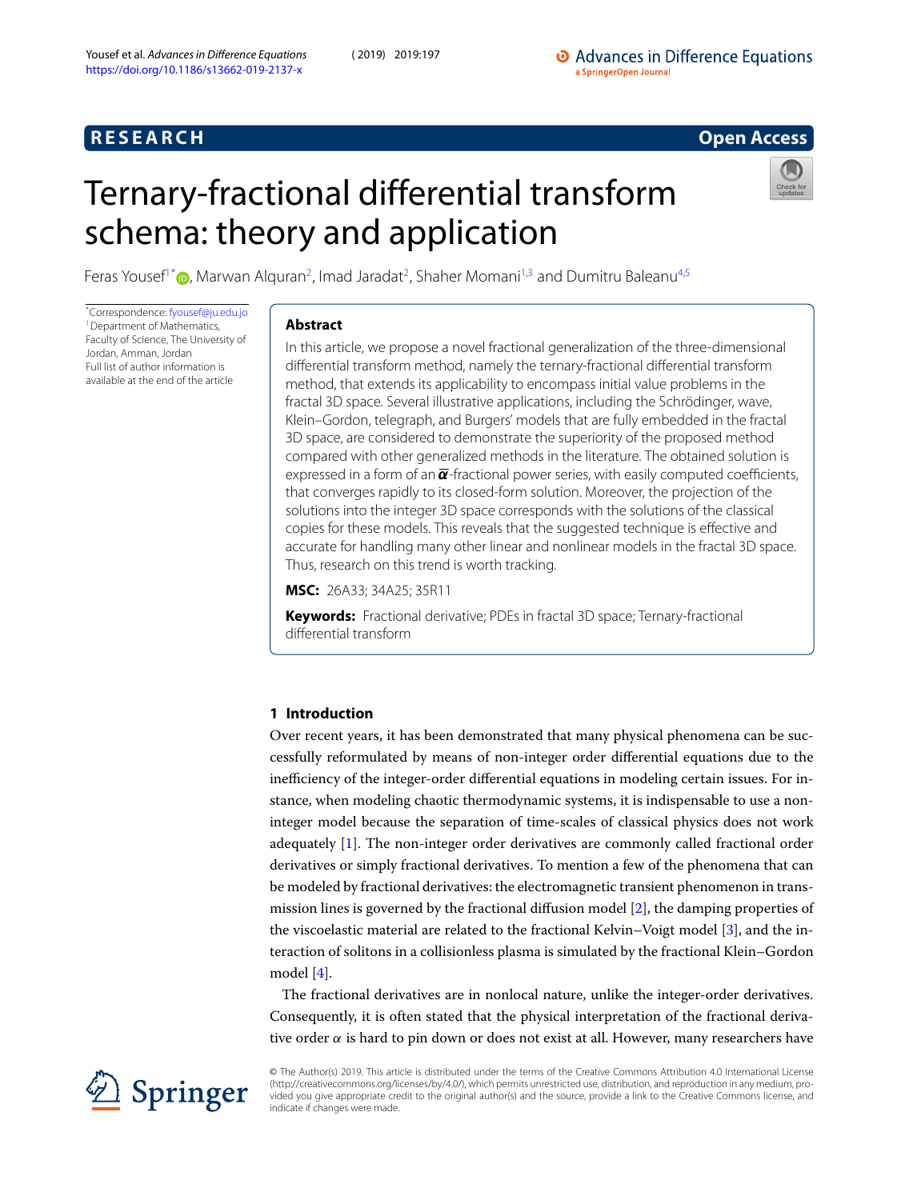RESEARCH

Open Access

# Ternary-fractional differential transform schema: theory and application

Feras Yousef[1]*, Marwan Alquran[2], Imad Jaradat[2], Shaher Momani[1,3] and Dumitru Baleanu[4,5]

*Correspondence: fyousef@ju.edu.jo
[1] Department of Mathematics, Faculty of Science, The University of Jordan, Amman, Jordan
Full list of author information is available at the end of the article

## Abstract

In this article, we propose a novel fractional generalization of the three-dimensional differential transform method, namely the ternary-fractional differential transform method, that extends its applicability to encompass initial value problems in the fractal 3D space. Several illustrative applications, including the Schrödinger, wave, Klein–Gordon, telegraph, and Burgers' models that are fully embedded in the fractal 3D space, are considered to demonstrate the superiority of the proposed method compared with other generalized methods in the literature. The obtained solution is expressed in a form of an $\overline{\boldsymbol{\alpha}}$-fractional power series, with easily computed coefficients, that converges rapidly to its closed-form solution. Moreover, the projection of the solutions into the integer 3D space corresponds with the solutions of the classical copies for these models. This reveals that the suggested technique is effective and accurate for handling many other linear and nonlinear models in the fractal 3D space. Thus, research on this trend is worth tracking.

**MSC:** 26A33; 34A25; 35R11

**Keywords:** Fractional derivative; PDEs in fractal 3D space; Ternary-fractional differential transform

## 1 Introduction

Over recent years, it has been demonstrated that many physical phenomena can be successfully reformulated by means of non-integer order differential equations due to the inefficiency of the integer-order differential equations in modeling certain issues. For instance, when modeling chaotic thermodynamic systems, it is indispensable to use a non-integer model because the separation of time-scales of classical physics does not work adequately [1]. The non-integer order derivatives are commonly called fractional order derivatives or simply fractional derivatives. To mention a few of the phenomena that can be modeled by fractional derivatives: the electromagnetic transient phenomenon in transmission lines is governed by the fractional diffusion model [2], the damping properties of the viscoelastic material are related to the fractional Kelvin–Voigt model [3], and the interaction of solitons in a collisionless plasma is simulated by the fractional Klein–Gordon model [4].

The fractional derivatives are in nonlocal nature, unlike the integer-order derivatives. Consequently, it is often stated that the physical interpretation of the fractional derivative order $\alpha$ is hard to pin down or does not exist at all. However, many researchers have

© The Author(s) 2019. This article is distributed under the terms of the Creative Commons Attribution 4.0 International License (http://creativecommons.org/licenses/by/4.0/), which permits unrestricted use, distribution, and reproduction in any medium, provided you give appropriate credit to the original author(s) and the source, provide a link to the Creative Commons license, and indicate if changes were made.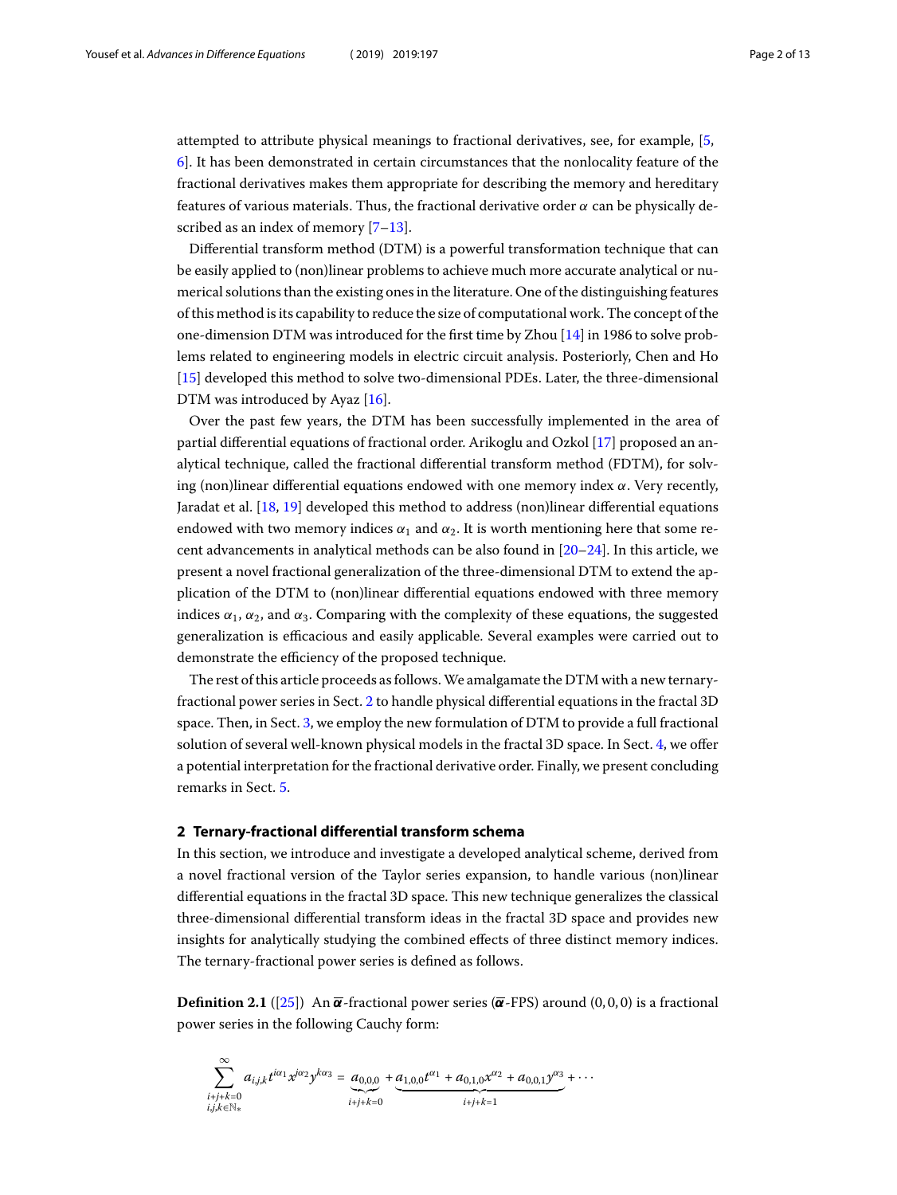attempted to attribute physical meanings to fractional derivatives, see, for example, [5, 6]. It has been demonstrated in certain circumstances that the nonlocality feature of the fractional derivatives makes them appropriate for describing the memory and hereditary features of various materials. Thus, the fractional derivative order $\alpha$ can be physically described as an index of memory [7–13].

Differential transform method (DTM) is a powerful transformation technique that can be easily applied to (non)linear problems to achieve much more accurate analytical or numerical solutions than the existing ones in the literature. One of the distinguishing features of this method is its capability to reduce the size of computational work. The concept of the one-dimension DTM was introduced for the first time by Zhou [14] in 1986 to solve problems related to engineering models in electric circuit analysis. Posteriorly, Chen and Ho [15] developed this method to solve two-dimensional PDEs. Later, the three-dimensional DTM was introduced by Ayaz [16].

Over the past few years, the DTM has been successfully implemented in the area of partial differential equations of fractional order. Arikoglu and Ozkol [17] proposed an analytical technique, called the fractional differential transform method (FDTM), for solving (non)linear differential equations endowed with one memory index $\alpha$. Very recently, Jaradat et al. [18, 19] developed this method to address (non)linear differential equations endowed with two memory indices $\alpha_1$ and $\alpha_2$. It is worth mentioning here that some recent advancements in analytical methods can be also found in [20–24]. In this article, we present a novel fractional generalization of the three-dimensional DTM to extend the application of the DTM to (non)linear differential equations endowed with three memory indices $\alpha_1$, $\alpha_2$, and $\alpha_3$. Comparing with the complexity of these equations, the suggested generalization is efficacious and easily applicable. Several examples were carried out to demonstrate the efficiency of the proposed technique.

The rest of this article proceeds as follows. We amalgamate the DTM with a new ternary-fractional power series in Sect. 2 to handle physical differential equations in the fractal 3D space. Then, in Sect. 3, we employ the new formulation of DTM to provide a full fractional solution of several well-known physical models in the fractal 3D space. In Sect. 4, we offer a potential interpretation for the fractional derivative order. Finally, we present concluding remarks in Sect. 5.

## 2 Ternary-fractional differential transform schema

In this section, we introduce and investigate a developed analytical scheme, derived from a novel fractional version of the Taylor series expansion, to handle various (non)linear differential equations in the fractal 3D space. This new technique generalizes the classical three-dimensional differential transform ideas in the fractal 3D space and provides new insights for analytically studying the combined effects of three distinct memory indices. The ternary-fractional power series is defined as follows.

**Definition 2.1** ([25]) An $\overline{\boldsymbol{\alpha}}$-fractional power series ($\overline{\boldsymbol{\alpha}}$-FPS) around $(0,0,0)$ is a fractional power series in the following Cauchy form:

$$\sum_{\substack{i+j+k=0\\ i,j,k\in\mathbb{N}_*}}^{\infty} a_{i,j,k}t^{i\alpha_1}x^{j\alpha_2}y^{k\alpha_3} = \underbrace{a_{0,0,0}}_{i+j+k=0} + \underbrace{a_{1,0,0}t^{\alpha_1} + a_{0,1,0}x^{\alpha_2} + a_{0,0,1}y^{\alpha_3}}_{i+j+k=1} + \cdots$$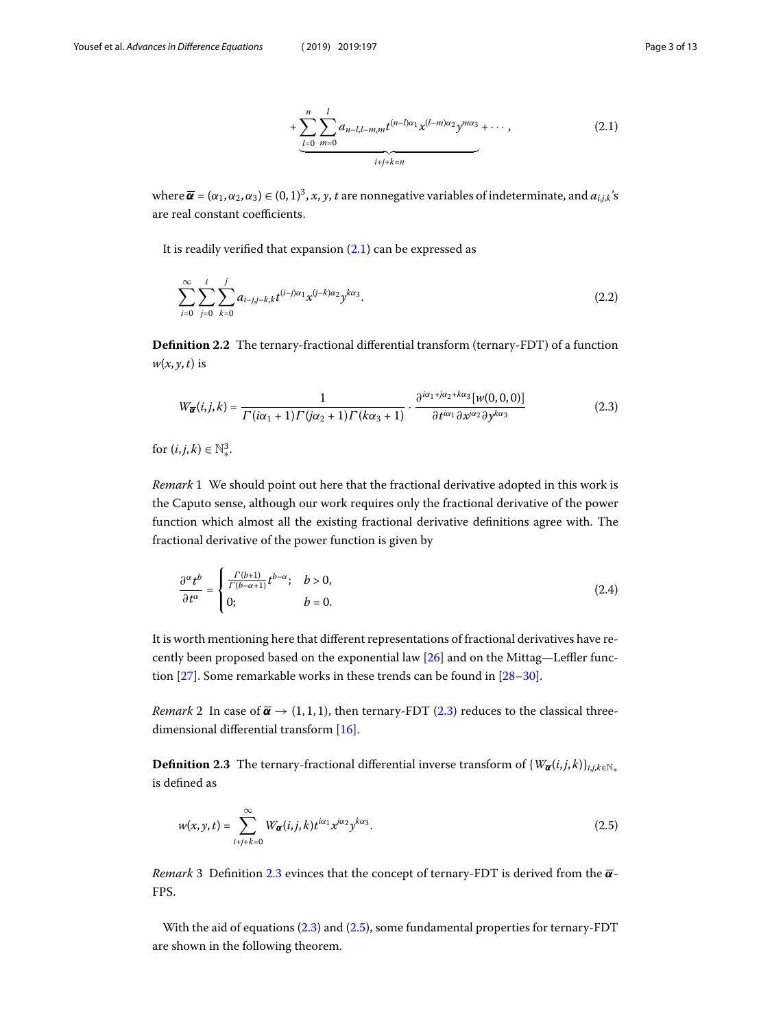$$+\underbrace{\sum_{l=0}^{n}\sum_{m=0}^{l} a_{n-l,l-m,m} t^{(n-l)\alpha_1} x^{(l-m)\alpha_2} y^{m\alpha_3}}_{i+j+k=n} + \cdots, \tag{2.1}$$

where $\overline{\boldsymbol{\alpha}} = (\alpha_1, \alpha_2, \alpha_3) \in (0,1)^3$, $x, y, t$ are nonnegative variables of indeterminate, and $a_{i,j,k}$'s are real constant coefficients.

It is readily verified that expansion (2.1) can be expressed as

$$\sum_{i=0}^{\infty}\sum_{j=0}^{i}\sum_{k=0}^{j} a_{i-j,j-k,k} t^{(i-j)\alpha_1} x^{(j-k)\alpha_2} y^{k\alpha_3}. \tag{2.2}$$

**Definition 2.2** The ternary-fractional differential transform (ternary-FDT) of a function $w(x,y,t)$ is

$$W_{\overline{\boldsymbol{\alpha}}}(i,j,k) = \frac{1}{\Gamma(i\alpha_1+1)\Gamma(j\alpha_2+1)\Gamma(k\alpha_3+1)} \cdot \frac{\partial^{i\alpha_1+j\alpha_2+k\alpha_3}[w(0,0,0)]}{\partial t^{i\alpha_1}\partial x^{j\alpha_2}\partial y^{k\alpha_3}} \tag{2.3}$$

for $(i,j,k) \in \mathbb{N}_*^3$.

*Remark* 1 We should point out here that the fractional derivative adopted in this work is the Caputo sense, although our work requires only the fractional derivative of the power function which almost all the existing fractional derivative definitions agree with. The fractional derivative of the power function is given by

$$\frac{\partial^{\alpha} t^{b}}{\partial t^{\alpha}} = \begin{cases} \frac{\Gamma(b+1)}{\Gamma(b-\alpha+1)} t^{b-\alpha}; & b > 0, \\ 0; & b = 0. \end{cases} \tag{2.4}$$

It is worth mentioning here that different representations of fractional derivatives have recently been proposed based on the exponential law [26] and on the Mittag—Leffler function [27]. Some remarkable works in these trends can be found in [28–30].

*Remark* 2 In case of $\overline{\boldsymbol{\alpha}} \to (1,1,1)$, then ternary-FDT (2.3) reduces to the classical three-dimensional differential transform [16].

**Definition 2.3** The ternary-fractional differential inverse transform of $\{W_{\overline{\boldsymbol{\alpha}}}(i,j,k)\}_{i,j,k\in\mathbb{N}_*}$ is defined as

$$w(x,y,t) = \sum_{i+j+k=0}^{\infty} W_{\overline{\boldsymbol{\alpha}}}(i,j,k) t^{i\alpha_1} x^{j\alpha_2} y^{k\alpha_3}. \tag{2.5}$$

*Remark* 3 Definition 2.3 evinces that the concept of ternary-FDT is derived from the $\overline{\boldsymbol{\alpha}}$-FPS.

With the aid of equations (2.3) and (2.5), some fundamental properties for ternary-FDT are shown in the following theorem.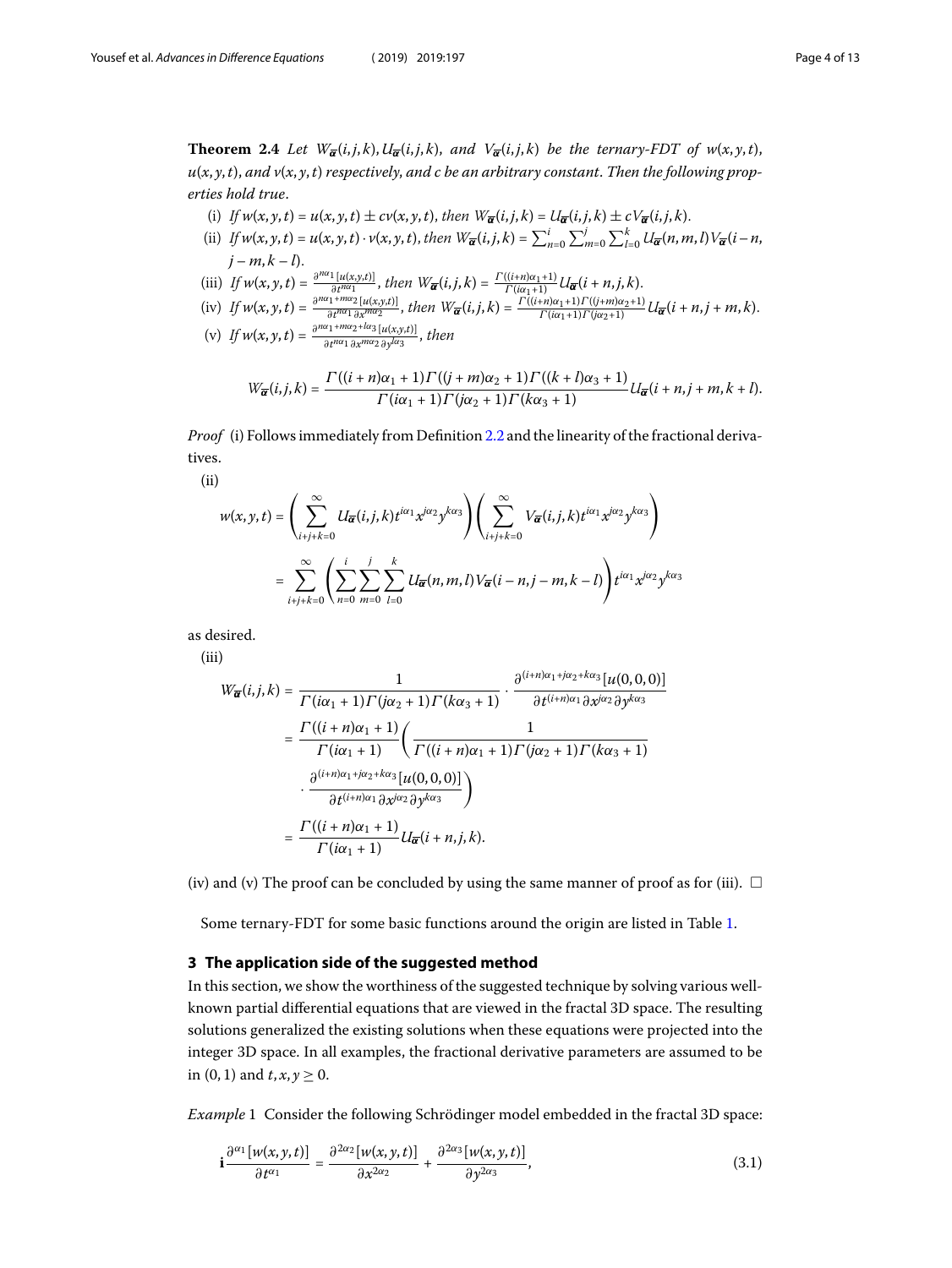**Theorem 2.4** *Let $W_{\overline{\alpha}}(i,j,k)$, $U_{\overline{\alpha}}(i,j,k)$, and $V_{\overline{\alpha}}(i,j,k)$ be the ternary-FDT of $w(x,y,t)$, $u(x,y,t)$, and $v(x,y,t)$ respectively, and $c$ be an arbitrary constant. Then the following properties hold true.*

(i) *If $w(x,y,t) = u(x,y,t) \pm cv(x,y,t)$, then $W_{\overline{\alpha}}(i,j,k) = U_{\overline{\alpha}}(i,j,k) \pm cV_{\overline{\alpha}}(i,j,k)$.*

(ii) *If $w(x,y,t) = u(x,y,t) \cdot v(x,y,t)$, then $W_{\overline{\alpha}}(i,j,k) = \sum_{n=0}^{i}\sum_{m=0}^{j}\sum_{l=0}^{k} U_{\overline{\alpha}}(n,m,l)V_{\overline{\alpha}}(i-n, j-m,k-l)$.*

(iii) *If $w(x,y,t) = \frac{\partial^{n\alpha_1}[u(x,y,t)]}{\partial t^{n\alpha_1}}$, then $W_{\overline{\alpha}}(i,j,k) = \frac{\Gamma((i+n)\alpha_1+1)}{\Gamma(i\alpha_1+1)} U_{\overline{\alpha}}(i+n,j,k)$.*

(iv) *If $w(x,y,t) = \frac{\partial^{n\alpha_1+m\alpha_2}[u(x,y,t)]}{\partial t^{n\alpha_1}\partial x^{m\alpha_2}}$, then $W_{\overline{\alpha}}(i,j,k) = \frac{\Gamma((i+n)\alpha_1+1)\Gamma((j+m)\alpha_2+1)}{\Gamma(i\alpha_1+1)\Gamma(j\alpha_2+1)} U_{\overline{\alpha}}(i+n,j+m,k)$.*

(v) *If $w(x,y,t) = \frac{\partial^{n\alpha_1+m\alpha_2+l\alpha_3}[u(x,y,t)]}{\partial t^{n\alpha_1}\partial x^{m\alpha_2}\partial y^{l\alpha_3}}$, then*

$$W_{\overline{\alpha}}(i,j,k) = \frac{\Gamma((i+n)\alpha_1+1)\Gamma((j+m)\alpha_2+1)\Gamma((k+l)\alpha_3+1)}{\Gamma(i\alpha_1+1)\Gamma(j\alpha_2+1)\Gamma(k\alpha_3+1)} U_{\overline{\alpha}}(i+n,j+m,k+l).$$

*Proof* (i) Follows immediately from Definition 2.2 and the linearity of the fractional derivatives.

(ii)

$$\begin{aligned}
w(x,y,t) &= \left(\sum_{i+j+k=0}^{\infty} U_{\overline{\alpha}}(i,j,k)t^{i\alpha_1}x^{j\alpha_2}y^{k\alpha_3}\right)\left(\sum_{i+j+k=0}^{\infty} V_{\overline{\alpha}}(i,j,k)t^{i\alpha_1}x^{j\alpha_2}y^{k\alpha_3}\right) \\
&= \sum_{i+j+k=0}^{\infty}\left(\sum_{n=0}^{i}\sum_{m=0}^{j}\sum_{l=0}^{k} U_{\overline{\alpha}}(n,m,l)V_{\overline{\alpha}}(i-n,j-m,k-l)\right)t^{i\alpha_1}x^{j\alpha_2}y^{k\alpha_3}
\end{aligned}$$

as desired.

(iii)

$$\begin{aligned}
W_{\overline{\alpha}}(i,j,k) &= \frac{1}{\Gamma(i\alpha_1+1)\Gamma(j\alpha_2+1)\Gamma(k\alpha_3+1)} \cdot \frac{\partial^{(i+n)\alpha_1+j\alpha_2+k\alpha_3}[u(0,0,0)]}{\partial t^{(i+n)\alpha_1}\partial x^{j\alpha_2}\partial y^{k\alpha_3}} \\
&= \frac{\Gamma((i+n)\alpha_1+1)}{\Gamma(i\alpha_1+1)}\left(\frac{1}{\Gamma((i+n)\alpha_1+1)\Gamma(j\alpha_2+1)\Gamma(k\alpha_3+1)}\right. \\
&\quad \left.\cdot \frac{\partial^{(i+n)\alpha_1+j\alpha_2+k\alpha_3}[u(0,0,0)]}{\partial t^{(i+n)\alpha_1}\partial x^{j\alpha_2}\partial y^{k\alpha_3}}\right) \\
&= \frac{\Gamma((i+n)\alpha_1+1)}{\Gamma(i\alpha_1+1)} U_{\overline{\alpha}}(i+n,j,k).
\end{aligned}$$

(iv) and (v) The proof can be concluded by using the same manner of proof as for (iii). □

Some ternary-FDT for some basic functions around the origin are listed in Table 1.

## 3 The application side of the suggested method

In this section, we show the worthiness of the suggested technique by solving various well-known partial differential equations that are viewed in the fractal 3D space. The resulting solutions generalized the existing solutions when these equations were projected into the integer 3D space. In all examples, the fractional derivative parameters are assumed to be in $(0,1)$ and $t,x,y \geq 0$.

*Example* 1 Consider the following Schrödinger model embedded in the fractal 3D space:

$$\mathbf{i}\frac{\partial^{\alpha_1}[w(x,y,t)]}{\partial t^{\alpha_1}} = \frac{\partial^{2\alpha_2}[w(x,y,t)]}{\partial x^{2\alpha_2}} + \frac{\partial^{2\alpha_3}[w(x,y,t)]}{\partial y^{2\alpha_3}}, \tag{3.1}$$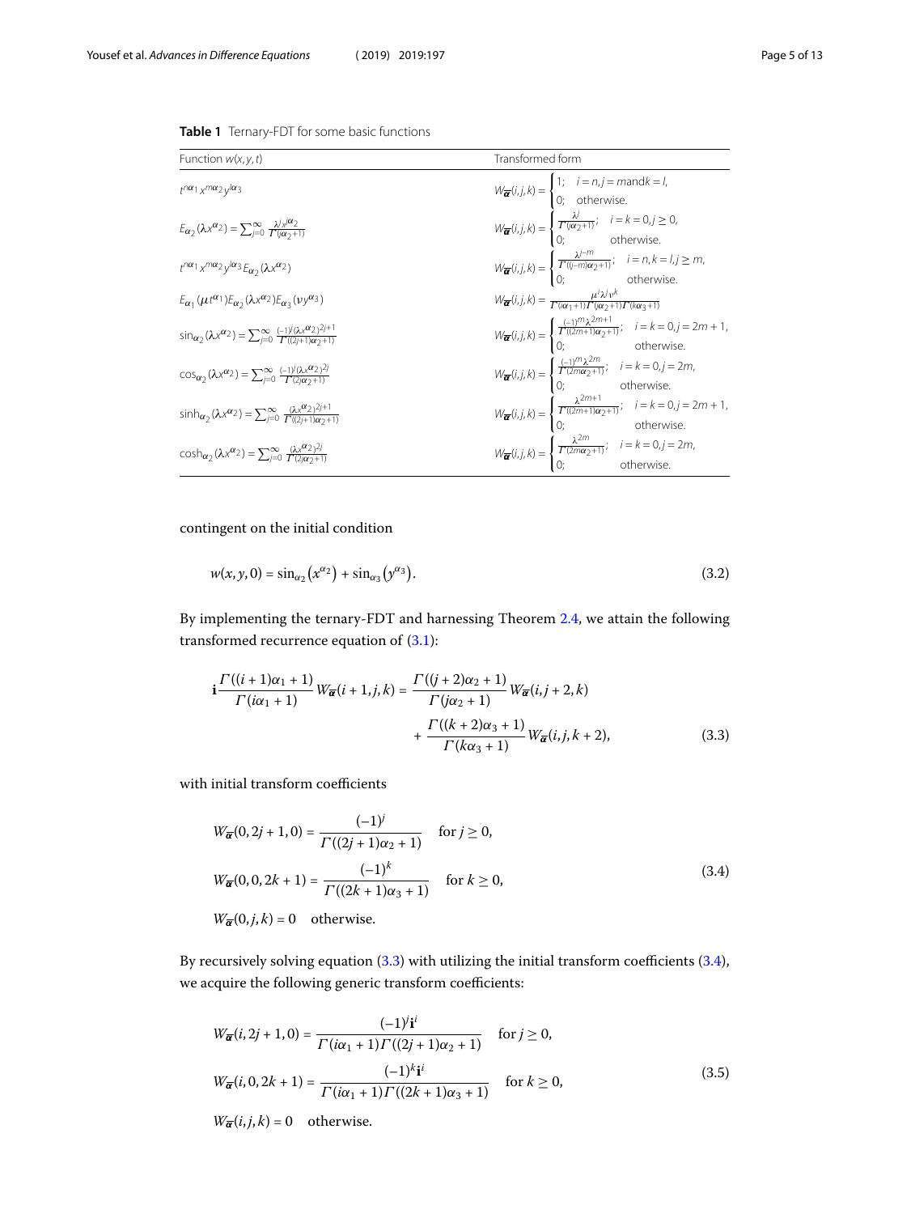**Table 1** Ternary-FDT for some basic functions

| Function $w(x,y,t)$ | Transformed form |
| --- | --- |
| $t^{n\alpha_1}x^{m\alpha_2}y^{l\alpha_3}$ | $W_{\overline{\alpha}}(i,j,k)=\begin{cases}1; & i=n, j=m \text{ and } k=l,\\ 0; & \text{otherwise.}\end{cases}$ |
| $E_{\alpha_2}(\lambda x^{\alpha_2})=\sum_{j=0}^{\infty}\frac{\lambda^j x^{j\alpha_2}}{\Gamma(j\alpha_2+1)}$ | $W_{\overline{\alpha}}(i,j,k)=\begin{cases}\frac{\lambda^j}{\Gamma(j\alpha_2+1)}; & i=k=0, j\ge 0,\\ 0; & \text{otherwise.}\end{cases}$ |
| $t^{n\alpha_1}x^{m\alpha_2}y^{l\alpha_3}E_{\alpha_2}(\lambda x^{\alpha_2})$ | $W_{\overline{\alpha}}(i,j,k)=\begin{cases}\frac{\lambda^{j-m}}{\Gamma((j-m)\alpha_2+1)}; & i=n, k=l, j\ge m,\\ 0; & \text{otherwise.}\end{cases}$ |
| $E_{\alpha_1}(\mu t^{\alpha_1})E_{\alpha_2}(\lambda x^{\alpha_2})E_{\alpha_3}(\nu y^{\alpha_3})$ | $W_{\overline{\alpha}}(i,j,k)=\frac{\mu^i\lambda^j\nu^k}{\Gamma(i\alpha_1+1)\Gamma(j\alpha_2+1)\Gamma(k\alpha_3+1)}$ |
| $\sin_{\alpha_2}(\lambda x^{\alpha_2})=\sum_{j=0}^{\infty}\frac{(-1)^j(\lambda x^{\alpha_2})^{2j+1}}{\Gamma((2j+1)\alpha_2+1)}$ | $W_{\overline{\alpha}}(i,j,k)=\begin{cases}\frac{(-1)^m\lambda^{2m+1}}{\Gamma((2m+1)\alpha_2+1)}; & i=k=0, j=2m+1,\\ 0; & \text{otherwise.}\end{cases}$ |
| $\cos_{\alpha_2}(\lambda x^{\alpha_2})=\sum_{j=0}^{\infty}\frac{(-1)^j(\lambda x^{\alpha_2})^{2j}}{\Gamma(2j\alpha_2+1)}$ | $W_{\overline{\alpha}}(i,j,k)=\begin{cases}\frac{(-1)^m\lambda^{2m}}{\Gamma(2m\alpha_2+1)}; & i=k=0, j=2m,\\ 0; & \text{otherwise.}\end{cases}$ |
| $\sinh_{\alpha_2}(\lambda x^{\alpha_2})=\sum_{j=0}^{\infty}\frac{(\lambda x^{\alpha_2})^{2j+1}}{\Gamma((2j+1)\alpha_2+1)}$ | $W_{\overline{\alpha}}(i,j,k)=\begin{cases}\frac{\lambda^{2m+1}}{\Gamma((2m+1)\alpha_2+1)}; & i=k=0, j=2m+1,\\ 0; & \text{otherwise.}\end{cases}$ |
| $\cosh_{\alpha_2}(\lambda x^{\alpha_2})=\sum_{j=0}^{\infty}\frac{(\lambda x^{\alpha_2})^{2j}}{\Gamma(2j\alpha_2+1)}$ | $W_{\overline{\alpha}}(i,j,k)=\begin{cases}\frac{\lambda^{2m}}{\Gamma(2m\alpha_2+1)}; & i=k=0, j=2m,\\ 0; & \text{otherwise.}\end{cases}$ |

contingent on the initial condition

$$w(x,y,0)=\sin_{\alpha_2}\left(x^{\alpha_2}\right)+\sin_{\alpha_3}\left(y^{\alpha_3}\right). \tag{3.2}$$

By implementing the ternary-FDT and harnessing Theorem 2.4, we attain the following transformed recurrence equation of (3.1):

$$\begin{aligned}\mathbf{i}\frac{\Gamma((i+1)\alpha_1+1)}{\Gamma(i\alpha_1+1)}W_{\overline{\alpha}}(i+1,j,k)&=\frac{\Gamma((j+2)\alpha_2+1)}{\Gamma(j\alpha_2+1)}W_{\overline{\alpha}}(i,j+2,k)\\&\quad+\frac{\Gamma((k+2)\alpha_3+1)}{\Gamma(k\alpha_3+1)}W_{\overline{\alpha}}(i,j,k+2),\end{aligned} \tag{3.3}$$

with initial transform coefficients

$$\begin{aligned}&W_{\overline{\alpha}}(0,2j+1,0)=\frac{(-1)^j}{\Gamma((2j+1)\alpha_2+1)}\quad \text{for } j\ge 0,\\&W_{\overline{\alpha}}(0,0,2k+1)=\frac{(-1)^k}{\Gamma((2k+1)\alpha_3+1)}\quad \text{for } k\ge 0,\\&W_{\overline{\alpha}}(0,j,k)=0\quad \text{otherwise.}\end{aligned} \tag{3.4}$$

By recursively solving equation (3.3) with utilizing the initial transform coefficients (3.4), we acquire the following generic transform coefficients:

$$\begin{aligned}&W_{\overline{\alpha}}(i,2j+1,0)=\frac{(-1)^j\mathbf{i}^i}{\Gamma(i\alpha_1+1)\Gamma((2j+1)\alpha_2+1)}\quad \text{for } j\ge 0,\\&W_{\overline{\alpha}}(i,0,2k+1)=\frac{(-1)^k\mathbf{i}^i}{\Gamma(i\alpha_1+1)\Gamma((2k+1)\alpha_3+1)}\quad \text{for } k\ge 0,\\&W_{\overline{\alpha}}(i,j,k)=0\quad \text{otherwise.}\end{aligned} \tag{3.5}$$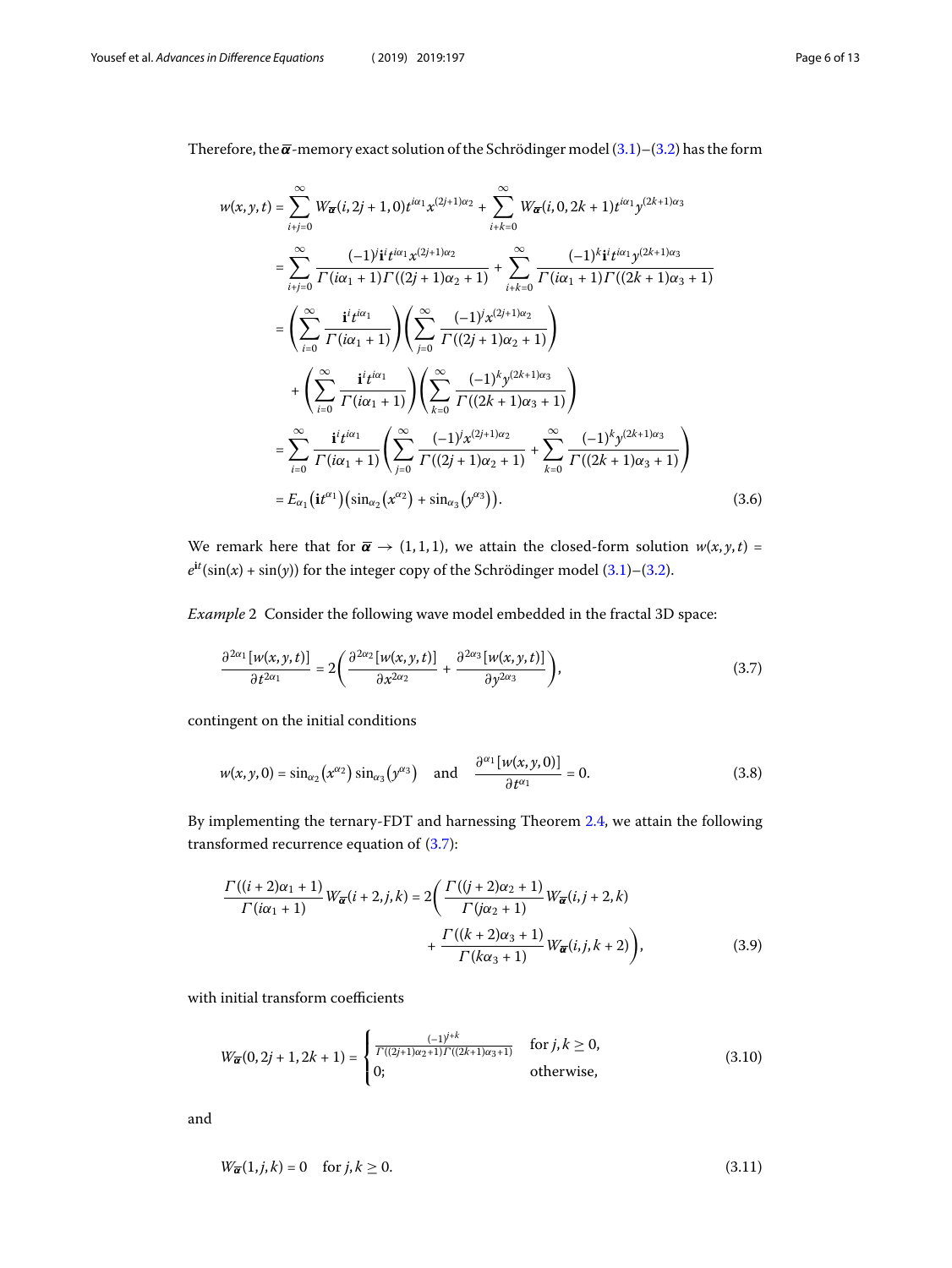Therefore, the $\overline{\boldsymbol{\alpha}}$-memory exact solution of the Schrödinger model (3.1)–(3.2) has the form

$$
\begin{aligned}
w(x,y,t) &= \sum_{i+j=0}^{\infty} W_{\overline{\boldsymbol{\alpha}}}(i,2j+1,0)t^{i\alpha_1}x^{(2j+1)\alpha_2} + \sum_{i+k=0}^{\infty} W_{\overline{\boldsymbol{\alpha}}}(i,0,2k+1)t^{i\alpha_1}y^{(2k+1)\alpha_3} \\
&= \sum_{i+j=0}^{\infty} \frac{(-1)^j \mathbf{i}^i t^{i\alpha_1} x^{(2j+1)\alpha_2}}{\Gamma(i\alpha_1+1)\Gamma((2j+1)\alpha_2+1)} + \sum_{i+k=0}^{\infty} \frac{(-1)^k \mathbf{i}^i t^{i\alpha_1} y^{(2k+1)\alpha_3}}{\Gamma(i\alpha_1+1)\Gamma((2k+1)\alpha_3+1)} \\
&= \left(\sum_{i=0}^{\infty} \frac{\mathbf{i}^i t^{i\alpha_1}}{\Gamma(i\alpha_1+1)}\right)\left(\sum_{j=0}^{\infty} \frac{(-1)^j x^{(2j+1)\alpha_2}}{\Gamma((2j+1)\alpha_2+1)}\right) \\
&\quad + \left(\sum_{i=0}^{\infty} \frac{\mathbf{i}^i t^{i\alpha_1}}{\Gamma(i\alpha_1+1)}\right)\left(\sum_{k=0}^{\infty} \frac{(-1)^k y^{(2k+1)\alpha_3}}{\Gamma((2k+1)\alpha_3+1)}\right) \\
&= \sum_{i=0}^{\infty} \frac{\mathbf{i}^i t^{i\alpha_1}}{\Gamma(i\alpha_1+1)}\left(\sum_{j=0}^{\infty} \frac{(-1)^j x^{(2j+1)\alpha_2}}{\Gamma((2j+1)\alpha_2+1)} + \sum_{k=0}^{\infty} \frac{(-1)^k y^{(2k+1)\alpha_3}}{\Gamma((2k+1)\alpha_3+1)}\right) \\
&= E_{\alpha_1}\left(\mathbf{i}t^{\alpha_1}\right)\left(\sin_{\alpha_2}\left(x^{\alpha_2}\right) + \sin_{\alpha_3}\left(y^{\alpha_3}\right)\right).
\end{aligned}
\tag{3.6}
$$

We remark here that for $\overline{\boldsymbol{\alpha}} \to (1,1,1)$, we attain the closed-form solution $w(x,y,t) = e^{\mathbf{i}t}(\sin(x) + \sin(y))$ for the integer copy of the Schrödinger model (3.1)–(3.2).

*Example* 2 Consider the following wave model embedded in the fractal 3D space:

$$
\frac{\partial^{2\alpha_1}[w(x,y,t)]}{\partial t^{2\alpha_1}} = 2\left(\frac{\partial^{2\alpha_2}[w(x,y,t)]}{\partial x^{2\alpha_2}} + \frac{\partial^{2\alpha_3}[w(x,y,t)]}{\partial y^{2\alpha_3}}\right),
\tag{3.7}
$$

contingent on the initial conditions

$$
w(x,y,0) = \sin_{\alpha_2}\left(x^{\alpha_2}\right)\sin_{\alpha_3}\left(y^{\alpha_3}\right) \quad \text{and} \quad \frac{\partial^{\alpha_1}[w(x,y,0)]}{\partial t^{\alpha_1}} = 0.
\tag{3.8}
$$

By implementing the ternary-FDT and harnessing Theorem 2.4, we attain the following transformed recurrence equation of (3.7):

$$
\begin{aligned}
\frac{\Gamma((i+2)\alpha_1+1)}{\Gamma(i\alpha_1+1)} W_{\overline{\boldsymbol{\alpha}}}(i+2,j,k) = 2\Bigg(&\frac{\Gamma((j+2)\alpha_2+1)}{\Gamma(j\alpha_2+1)} W_{\overline{\boldsymbol{\alpha}}}(i,j+2,k) \\
&+ \frac{\Gamma((k+2)\alpha_3+1)}{\Gamma(k\alpha_3+1)} W_{\overline{\boldsymbol{\alpha}}}(i,j,k+2)\Bigg),
\end{aligned}
\tag{3.9}
$$

with initial transform coefficients

$$
W_{\overline{\boldsymbol{\alpha}}}(0,2j+1,2k+1) = \begin{cases} \frac{(-1)^{j+k}}{\Gamma((2j+1)\alpha_2+1)\Gamma((2k+1)\alpha_3+1)} & \text{for } j,k \geq 0, \\ 0; & \text{otherwise}, \end{cases}
\tag{3.10}
$$

and

$$
W_{\overline{\boldsymbol{\alpha}}}(1,j,k) = 0 \quad \text{for } j,k \geq 0.
\tag{3.11}
$$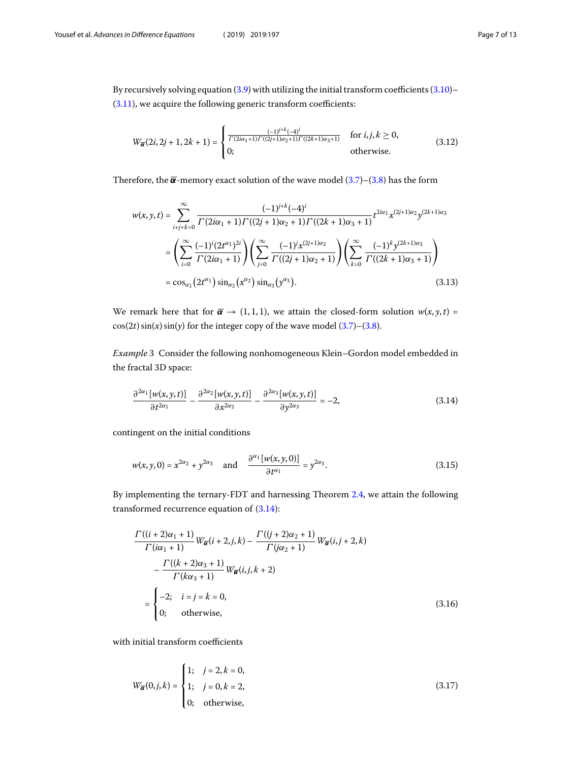By recursively solving equation (3.9) with utilizing the initial transform coefficients (3.10)–(3.11), we acquire the following generic transform coefficients:

$$
W_{\overline{\alpha}}(2i, 2j+1, 2k+1) = \begin{cases} \frac{(-1)^{j+k}(-4)^i}{\Gamma(2i\alpha_1+1)\Gamma((2j+1)\alpha_2+1)\Gamma((2k+1)\alpha_3+1)} & \text{for } i,j,k \geq 0, \\ 0; & \text{otherwise.} \end{cases} \tag{3.12}
$$

Therefore, the $\overline{\alpha}$-memory exact solution of the wave model (3.7)–(3.8) has the form

$$
\begin{aligned}
w(x,y,t) &= \sum_{i+j+k=0}^{\infty} \frac{(-1)^{j+k}(-4)^i}{\Gamma(2i\alpha_1+1)\Gamma((2j+1)\alpha_2+1)\Gamma((2k+1)\alpha_3+1)} t^{2i\alpha_1} x^{(2j+1)\alpha_2} y^{(2k+1)\alpha_3} \\
&= \left(\sum_{i=0}^{\infty} \frac{(-1)^i (2t^{\alpha_1})^{2i}}{\Gamma(2i\alpha_1+1)}\right)\left(\sum_{j=0}^{\infty} \frac{(-1)^j x^{(2j+1)\alpha_2}}{\Gamma((2j+1)\alpha_2+1)}\right)\left(\sum_{k=0}^{\infty} \frac{(-1)^k y^{(2k+1)\alpha_3}}{\Gamma((2k+1)\alpha_3+1)}\right) \\
&= \cos_{\alpha_1}\left(2t^{\alpha_1}\right) \sin_{\alpha_2}\left(x^{\alpha_2}\right) \sin_{\alpha_3}\left(y^{\alpha_3}\right).
\end{aligned} \tag{3.13}
$$

We remark here that for $\overline{\alpha} \to (1,1,1)$, we attain the closed-form solution $w(x,y,t) = \cos(2t)\sin(x)\sin(y)$ for the integer copy of the wave model (3.7)–(3.8).

*Example* 3 Consider the following nonhomogeneous Klein–Gordon model embedded in the fractal 3D space:

$$
\frac{\partial^{2\alpha_1}[w(x,y,t)]}{\partial t^{2\alpha_1}} - \frac{\partial^{2\alpha_2}[w(x,y,t)]}{\partial x^{2\alpha_2}} - \frac{\partial^{2\alpha_3}[w(x,y,t)]}{\partial y^{2\alpha_3}} = -2, \tag{3.14}
$$

contingent on the initial conditions

$$
w(x,y,0) = x^{2\alpha_2} + y^{2\alpha_3} \quad \text{and} \quad \frac{\partial^{\alpha_1}[w(x,y,0)]}{\partial t^{\alpha_1}} = y^{2\alpha_3}. \tag{3.15}
$$

By implementing the ternary-FDT and harnessing Theorem 2.4, we attain the following transformed recurrence equation of (3.14):

$$
\begin{aligned}
&\frac{\Gamma((i+2)\alpha_1+1)}{\Gamma(i\alpha_1+1)} W_{\overline{\alpha}}(i+2,j,k) - \frac{\Gamma((j+2)\alpha_2+1)}{\Gamma(j\alpha_2+1)} W_{\overline{\alpha}}(i,j+2,k) \\
&\quad - \frac{\Gamma((k+2)\alpha_3+1)}{\Gamma(k\alpha_3+1)} W_{\overline{\alpha}}(i,j,k+2) \\
&= \begin{cases} -2; & i=j=k=0, \\ 0; & \text{otherwise,} \end{cases}
\end{aligned} \tag{3.16}
$$

with initial transform coefficients

$$
W_{\overline{\alpha}}(0,j,k) = \begin{cases} 1; & j=2, k=0, \\ 1; & j=0, k=2, \\ 0; & \text{otherwise,} \end{cases} \tag{3.17}
$$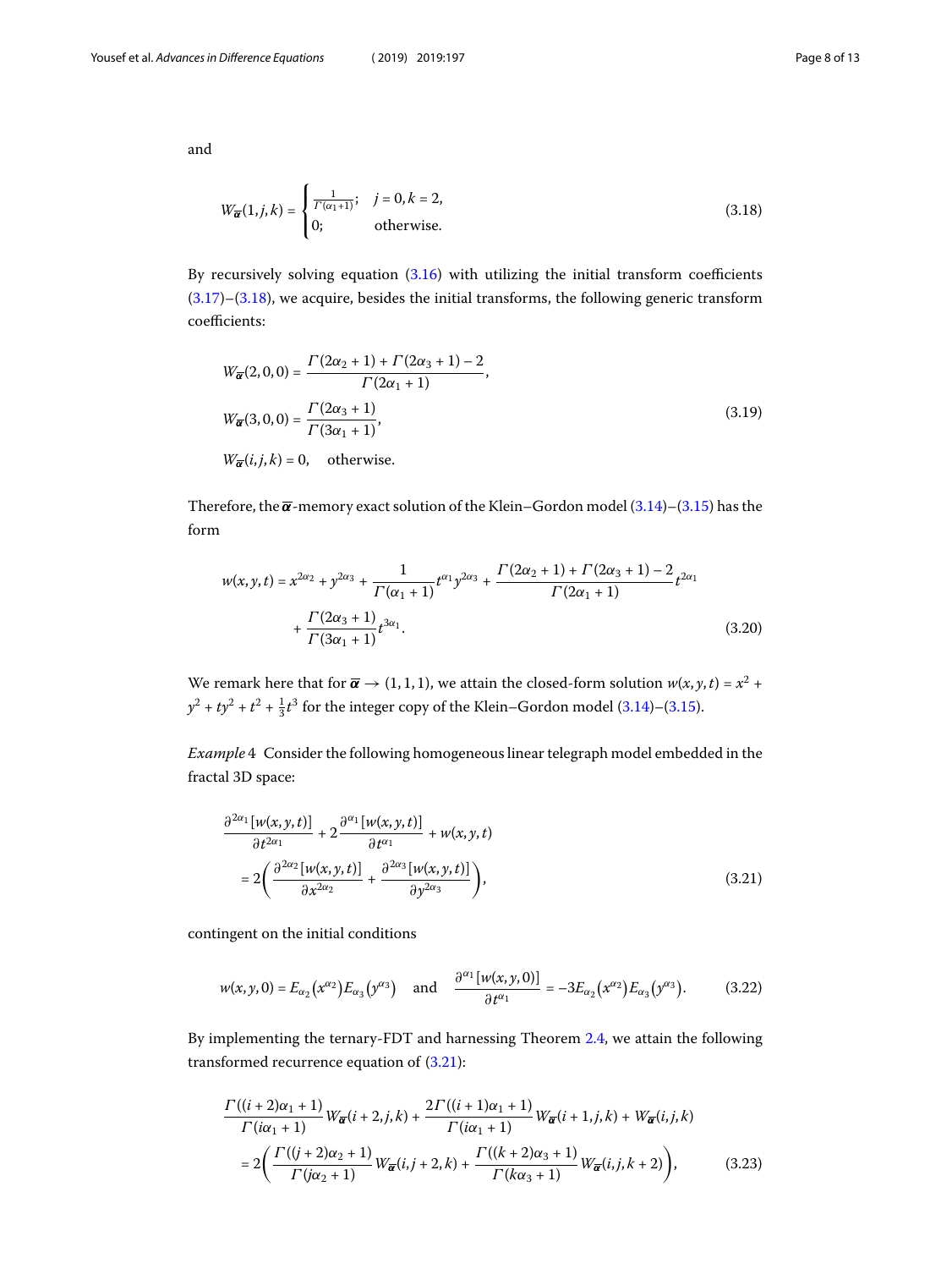and

$$W_{\overline{\alpha}}(1,j,k) = \begin{cases} \frac{1}{\Gamma(\alpha_1+1)}; & j=0, k=2, \\ 0; & \text{otherwise}. \end{cases} \tag{3.18}$$

By recursively solving equation (3.16) with utilizing the initial transform coefficients (3.17)–(3.18), we acquire, besides the initial transforms, the following generic transform coefficients:

$$\begin{aligned} W_{\overline{\alpha}}(2,0,0) &= \frac{\Gamma(2\alpha_2+1)+\Gamma(2\alpha_3+1)-2}{\Gamma(2\alpha_1+1)}, \\ W_{\overline{\alpha}}(3,0,0) &= \frac{\Gamma(2\alpha_3+1)}{\Gamma(3\alpha_1+1)}, \\ W_{\overline{\alpha}}(i,j,k) &= 0, \quad \text{otherwise}. \end{aligned} \tag{3.19}$$

Therefore, the $\overline{\alpha}$-memory exact solution of the Klein–Gordon model (3.14)–(3.15) has the form

$$\begin{aligned} w(x,y,t) = {}& x^{2\alpha_2} + y^{2\alpha_3} + \frac{1}{\Gamma(\alpha_1+1)} t^{\alpha_1} y^{2\alpha_3} + \frac{\Gamma(2\alpha_2+1)+\Gamma(2\alpha_3+1)-2}{\Gamma(2\alpha_1+1)} t^{2\alpha_1} \\ &+ \frac{\Gamma(2\alpha_3+1)}{\Gamma(3\alpha_1+1)} t^{3\alpha_1}. \end{aligned} \tag{3.20}$$

We remark here that for $\overline{\alpha} \to (1,1,1)$, we attain the closed-form solution $w(x,y,t) = x^2 + y^2 + ty^2 + t^2 + \frac{1}{3}t^3$ for the integer copy of the Klein–Gordon model (3.14)–(3.15).

*Example* 4 Consider the following homogeneous linear telegraph model embedded in the fractal 3D space:

$$\begin{aligned} &\frac{\partial^{2\alpha_1}[w(x,y,t)]}{\partial t^{2\alpha_1}} + 2\frac{\partial^{\alpha_1}[w(x,y,t)]}{\partial t^{\alpha_1}} + w(x,y,t) \\ &\quad = 2\left(\frac{\partial^{2\alpha_2}[w(x,y,t)]}{\partial x^{2\alpha_2}} + \frac{\partial^{2\alpha_3}[w(x,y,t)]}{\partial y^{2\alpha_3}}\right), \end{aligned} \tag{3.21}$$

contingent on the initial conditions

$$w(x,y,0) = E_{\alpha_2}(x^{\alpha_2}) E_{\alpha_3}(y^{\alpha_3}) \quad \text{and} \quad \frac{\partial^{\alpha_1}[w(x,y,0)]}{\partial t^{\alpha_1}} = -3E_{\alpha_2}(x^{\alpha_2}) E_{\alpha_3}(y^{\alpha_3}). \tag{3.22}$$

By implementing the ternary-FDT and harnessing Theorem 2.4, we attain the following transformed recurrence equation of (3.21):

$$\begin{aligned} &\frac{\Gamma((i+2)\alpha_1+1)}{\Gamma(i\alpha_1+1)} W_{\overline{\alpha}}(i+2,j,k) + \frac{2\Gamma((i+1)\alpha_1+1)}{\Gamma(i\alpha_1+1)} W_{\overline{\alpha}}(i+1,j,k) + W_{\overline{\alpha}}(i,j,k) \\ &\quad = 2\left(\frac{\Gamma((j+2)\alpha_2+1)}{\Gamma(j\alpha_2+1)} W_{\overline{\alpha}}(i,j+2,k) + \frac{\Gamma((k+2)\alpha_3+1)}{\Gamma(k\alpha_3+1)} W_{\overline{\alpha}}(i,j,k+2)\right), \end{aligned} \tag{3.23}$$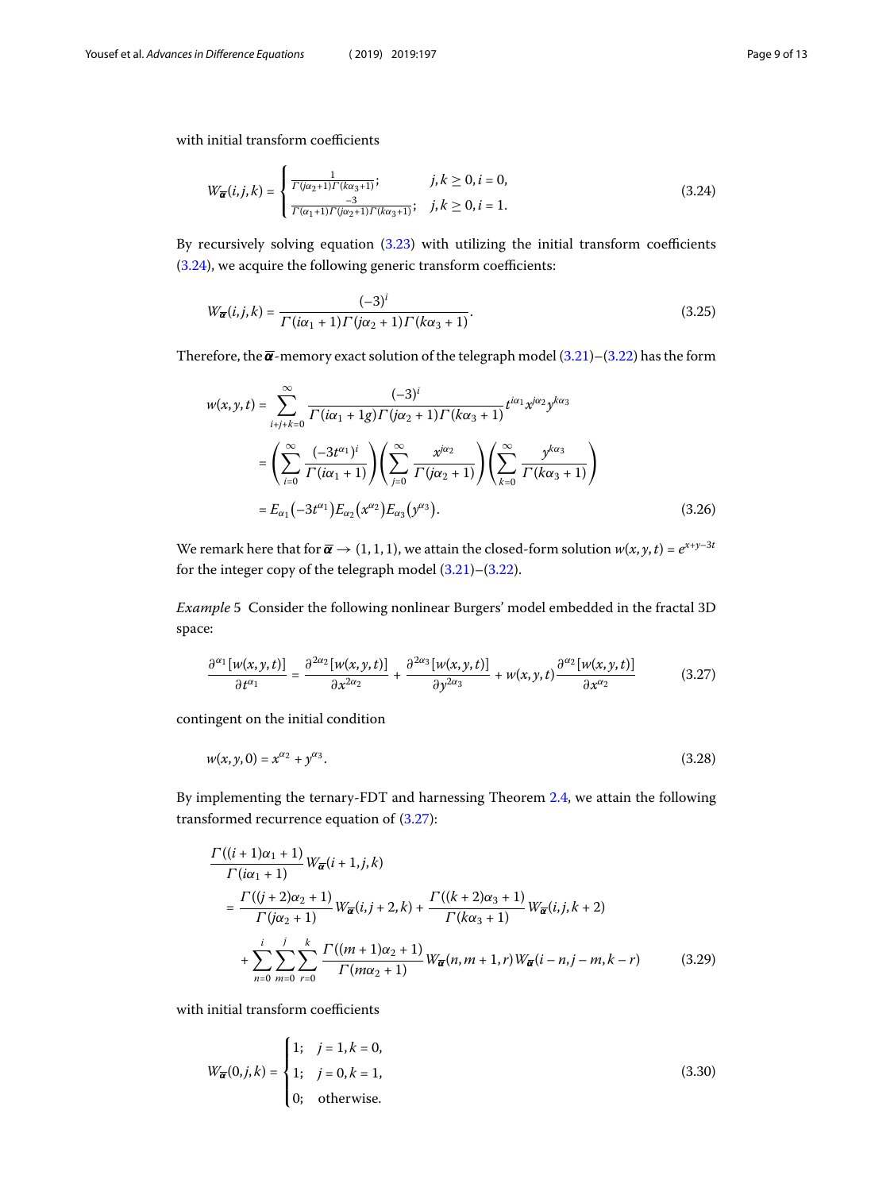with initial transform coefficients

$$W_{\overline{\alpha}}(i,j,k) = \begin{cases} \frac{1}{\Gamma(j\alpha_2+1)\Gamma(k\alpha_3+1)}; & j,k \geq 0, i = 0, \\ \frac{-3}{\Gamma(\alpha_1+1)\Gamma(j\alpha_2+1)\Gamma(k\alpha_3+1)}; & j,k \geq 0, i = 1. \end{cases} \tag{3.24}$$

By recursively solving equation (3.23) with utilizing the initial transform coefficients (3.24), we acquire the following generic transform coefficients:

$$W_{\overline{\alpha}}(i,j,k) = \frac{(-3)^i}{\Gamma(i\alpha_1+1)\Gamma(j\alpha_2+1)\Gamma(k\alpha_3+1)}. \tag{3.25}$$

Therefore, the $\overline{\alpha}$-memory exact solution of the telegraph model (3.21)–(3.22) has the form

$$\begin{aligned} w(x,y,t) &= \sum_{i+j+k=0}^{\infty} \frac{(-3)^i}{\Gamma(i\alpha_1+1g)\Gamma(j\alpha_2+1)\Gamma(k\alpha_3+1)} t^{i\alpha_1} x^{j\alpha_2} y^{k\alpha_3} \\ &= \left(\sum_{i=0}^{\infty} \frac{(-3t^{\alpha_1})^i}{\Gamma(i\alpha_1+1)}\right)\left(\sum_{j=0}^{\infty} \frac{x^{j\alpha_2}}{\Gamma(j\alpha_2+1)}\right)\left(\sum_{k=0}^{\infty} \frac{y^{k\alpha_3}}{\Gamma(k\alpha_3+1)}\right) \\ &= E_{\alpha_1}\left(-3t^{\alpha_1}\right) E_{\alpha_2}\left(x^{\alpha_2}\right) E_{\alpha_3}\left(y^{\alpha_3}\right). \end{aligned} \tag{3.26}$$

We remark here that for $\overline{\alpha} \to (1,1,1)$, we attain the closed-form solution $w(x,y,t) = e^{x+y-3t}$ for the integer copy of the telegraph model (3.21)–(3.22).

*Example* 5 Consider the following nonlinear Burgers' model embedded in the fractal 3D space:

$$\frac{\partial^{\alpha_1}[w(x,y,t)]}{\partial t^{\alpha_1}} = \frac{\partial^{2\alpha_2}[w(x,y,t)]}{\partial x^{2\alpha_2}} + \frac{\partial^{2\alpha_3}[w(x,y,t)]}{\partial y^{2\alpha_3}} + w(x,y,t)\frac{\partial^{\alpha_2}[w(x,y,t)]}{\partial x^{\alpha_2}} \tag{3.27}$$

contingent on the initial condition

$$w(x,y,0) = x^{\alpha_2} + y^{\alpha_3}. \tag{3.28}$$

By implementing the ternary-FDT and harnessing Theorem 2.4, we attain the following transformed recurrence equation of (3.27):

$$\begin{aligned} &\frac{\Gamma((i+1)\alpha_1+1)}{\Gamma(i\alpha_1+1)} W_{\overline{\alpha}}(i+1,j,k) \\ &\quad = \frac{\Gamma((j+2)\alpha_2+1)}{\Gamma(j\alpha_2+1)} W_{\overline{\alpha}}(i,j+2,k) + \frac{\Gamma((k+2)\alpha_3+1)}{\Gamma(k\alpha_3+1)} W_{\overline{\alpha}}(i,j,k+2) \\ &\quad\quad + \sum_{n=0}^{i}\sum_{m=0}^{j}\sum_{r=0}^{k} \frac{\Gamma((m+1)\alpha_2+1)}{\Gamma(m\alpha_2+1)} W_{\overline{\alpha}}(n,m+1,r) W_{\overline{\alpha}}(i-n,j-m,k-r) \end{aligned} \tag{3.29}$$

with initial transform coefficients

$$W_{\overline{\alpha}}(0,j,k) = \begin{cases} 1; & j = 1, k = 0, \\ 1; & j = 0, k = 1, \\ 0; & \text{otherwise.} \end{cases} \tag{3.30}$$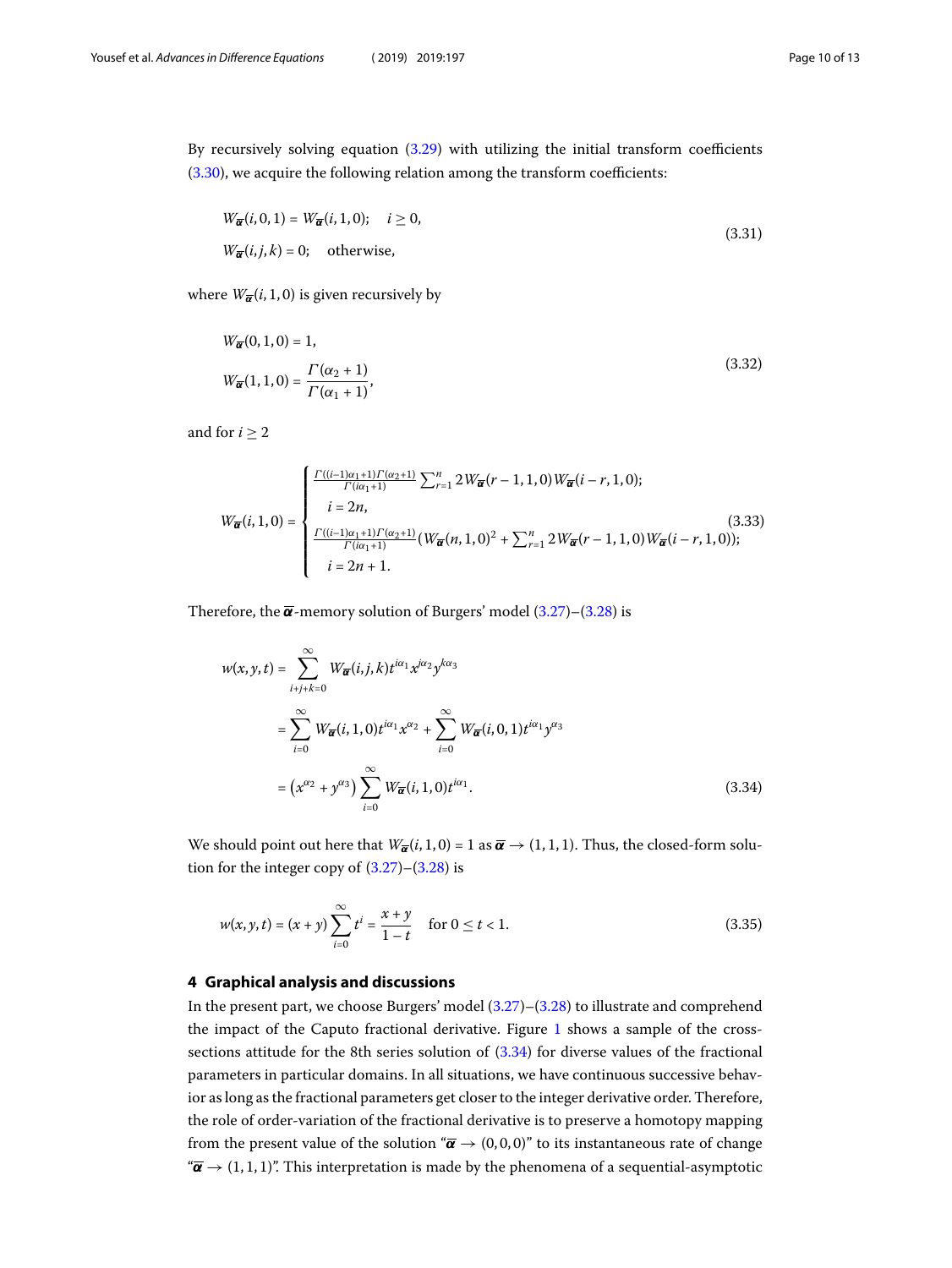By recursively solving equation (3.29) with utilizing the initial transform coefficients (3.30), we acquire the following relation among the transform coefficients:

$$
\begin{aligned}
&W_{\overline{\alpha}}(i,0,1) = W_{\overline{\alpha}}(i,1,0); \quad i \geq 0, \\
&W_{\overline{\alpha}}(i,j,k) = 0; \quad \text{otherwise},
\end{aligned}
\tag{3.31}
$$

where $W_{\overline{\alpha}}(i,1,0)$ is given recursively by

$$
\begin{aligned}
&W_{\overline{\alpha}}(0,1,0) = 1, \\
&W_{\overline{\alpha}}(1,1,0) = \frac{\Gamma(\alpha_2+1)}{\Gamma(\alpha_1+1)},
\end{aligned}
\tag{3.32}
$$

and for $i \geq 2$

$$
W_{\overline{\alpha}}(i,1,0) = \begin{cases} \frac{\Gamma((i-1)\alpha_1+1)\Gamma(\alpha_2+1)}{\Gamma(i\alpha_1+1)} \sum_{r=1}^{n} 2W_{\overline{\alpha}}(r-1,1,0)W_{\overline{\alpha}}(i-r,1,0); \\ \quad i = 2n, \\ \frac{\Gamma((i-1)\alpha_1+1)\Gamma(\alpha_2+1)}{\Gamma(i\alpha_1+1)} (W_{\overline{\alpha}}(n,1,0)^2 + \sum_{r=1}^{n} 2W_{\overline{\alpha}}(r-1,1,0)W_{\overline{\alpha}}(i-r,1,0)); \\ \quad i = 2n+1. \end{cases}
\tag{3.33}
$$

Therefore, the $\overline{\alpha}$-memory solution of Burgers' model (3.27)–(3.28) is

$$
\begin{aligned}
w(x,y,t) &= \sum_{i+j+k=0}^{\infty} W_{\overline{\alpha}}(i,j,k)t^{i\alpha_1}x^{j\alpha_2}y^{k\alpha_3} \\
&= \sum_{i=0}^{\infty} W_{\overline{\alpha}}(i,1,0)t^{i\alpha_1}x^{\alpha_2} + \sum_{i=0}^{\infty} W_{\overline{\alpha}}(i,0,1)t^{i\alpha_1}y^{\alpha_3} \\
&= \left(x^{\alpha_2} + y^{\alpha_3}\right)\sum_{i=0}^{\infty} W_{\overline{\alpha}}(i,1,0)t^{i\alpha_1}.
\end{aligned}
\tag{3.34}
$$

We should point out here that $W_{\overline{\alpha}}(i,1,0) = 1$ as $\overline{\alpha} \to (1,1,1)$. Thus, the closed-form solution for the integer copy of (3.27)–(3.28) is

$$
w(x,y,t) = (x+y)\sum_{i=0}^{\infty} t^i = \frac{x+y}{1-t} \quad \text{for } 0 \leq t < 1.
\tag{3.35}
$$

## 4 Graphical analysis and discussions

In the present part, we choose Burgers' model (3.27)–(3.28) to illustrate and comprehend the impact of the Caputo fractional derivative. Figure 1 shows a sample of the cross-sections attitude for the 8th series solution of (3.34) for diverse values of the fractional parameters in particular domains. In all situations, we have continuous successive behavior as long as the fractional parameters get closer to the integer derivative order. Therefore, the role of order-variation of the fractional derivative is to preserve a homotopy mapping from the present value of the solution "$\overline{\alpha} \to (0,0,0)$" to its instantaneous rate of change "$\overline{\alpha} \to (1,1,1)$". This interpretation is made by the phenomena of a sequential-asymptotic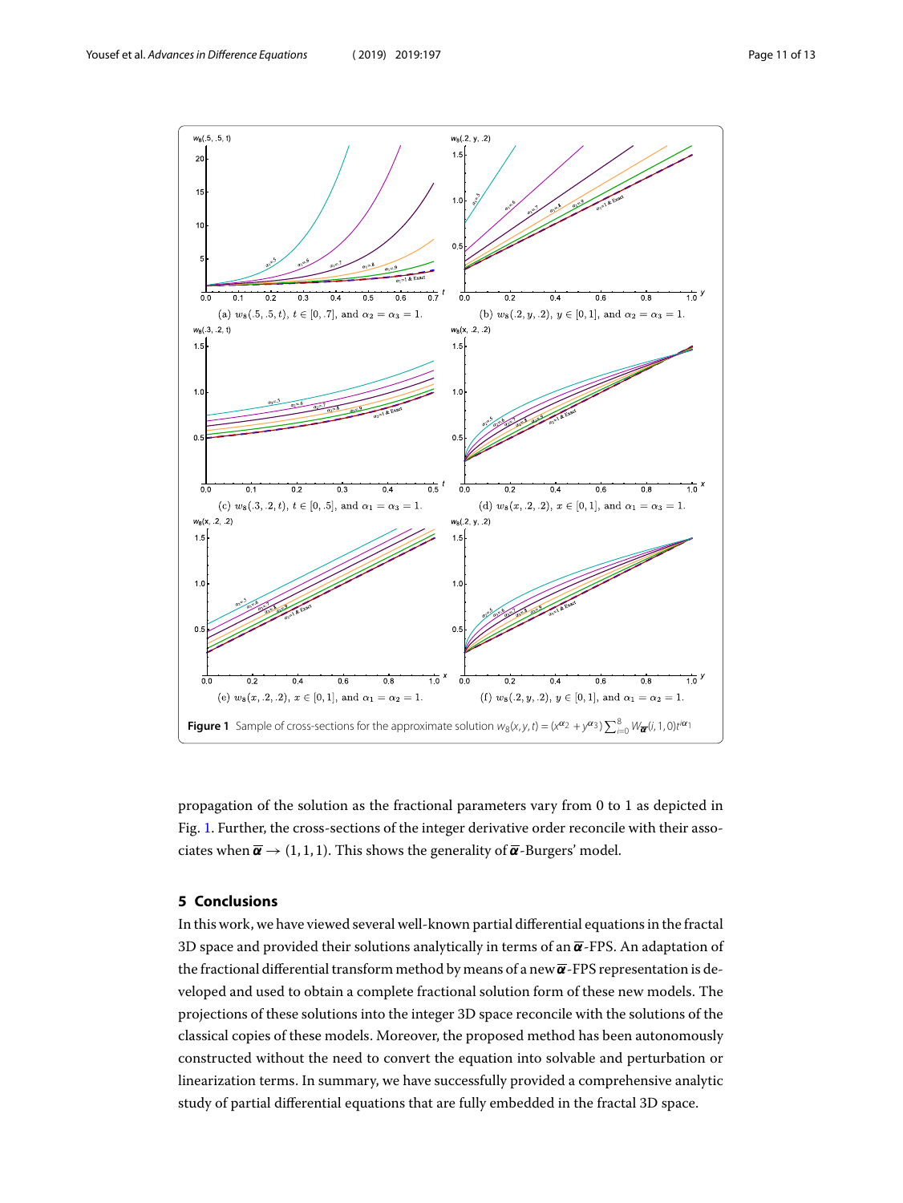Figure 1 Sample of cross-sections for the approximate solution $w_8(x,y,t) = (x^{\alpha_2} + y^{\alpha_3}) \sum_{i=0}^{8} W_{\overline{\alpha}}(i,1,0) t^{i\alpha_1}$

(a) $w_8(.5,.5,t)$, $t \in [0,.7]$, and $\alpha_2 = \alpha_3 = 1$. (b) $w_8(.2,y,.2)$, $y \in [0,1]$, and $\alpha_2 = \alpha_3 = 1$. (c) $w_8(.3,.2,t)$, $t \in [0,.5]$, and $\alpha_1 = \alpha_3 = 1$. (d) $w_8(x,.2,.2)$, $x \in [0,1]$, and $\alpha_1 = \alpha_3 = 1$. (e) $w_8(x,.2,.2)$, $x \in [0,1]$, and $\alpha_1 = \alpha_2 = 1$. (f) $w_8(.2,y,.2)$, $y \in [0,1]$, and $\alpha_1 = \alpha_2 = 1$.

propagation of the solution as the fractional parameters vary from 0 to 1 as depicted in Fig. 1. Further, the cross-sections of the integer derivative order reconcile with their associates when $\overline{\alpha} \to (1,1,1)$. This shows the generality of $\overline{\alpha}$-Burgers' model.

## 5 Conclusions

In this work, we have viewed several well-known partial differential equations in the fractal 3D space and provided their solutions analytically in terms of an $\overline{\alpha}$-FPS. An adaptation of the fractional differential transform method by means of a new $\overline{\alpha}$-FPS representation is developed and used to obtain a complete fractional solution form of these new models. The projections of these solutions into the integer 3D space reconcile with the solutions of the classical copies of these models. Moreover, the proposed method has been autonomously constructed without the need to convert the equation into solvable and perturbation or linearization terms. In summary, we have successfully provided a comprehensive analytic study of partial differential equations that are fully embedded in the fractal 3D space.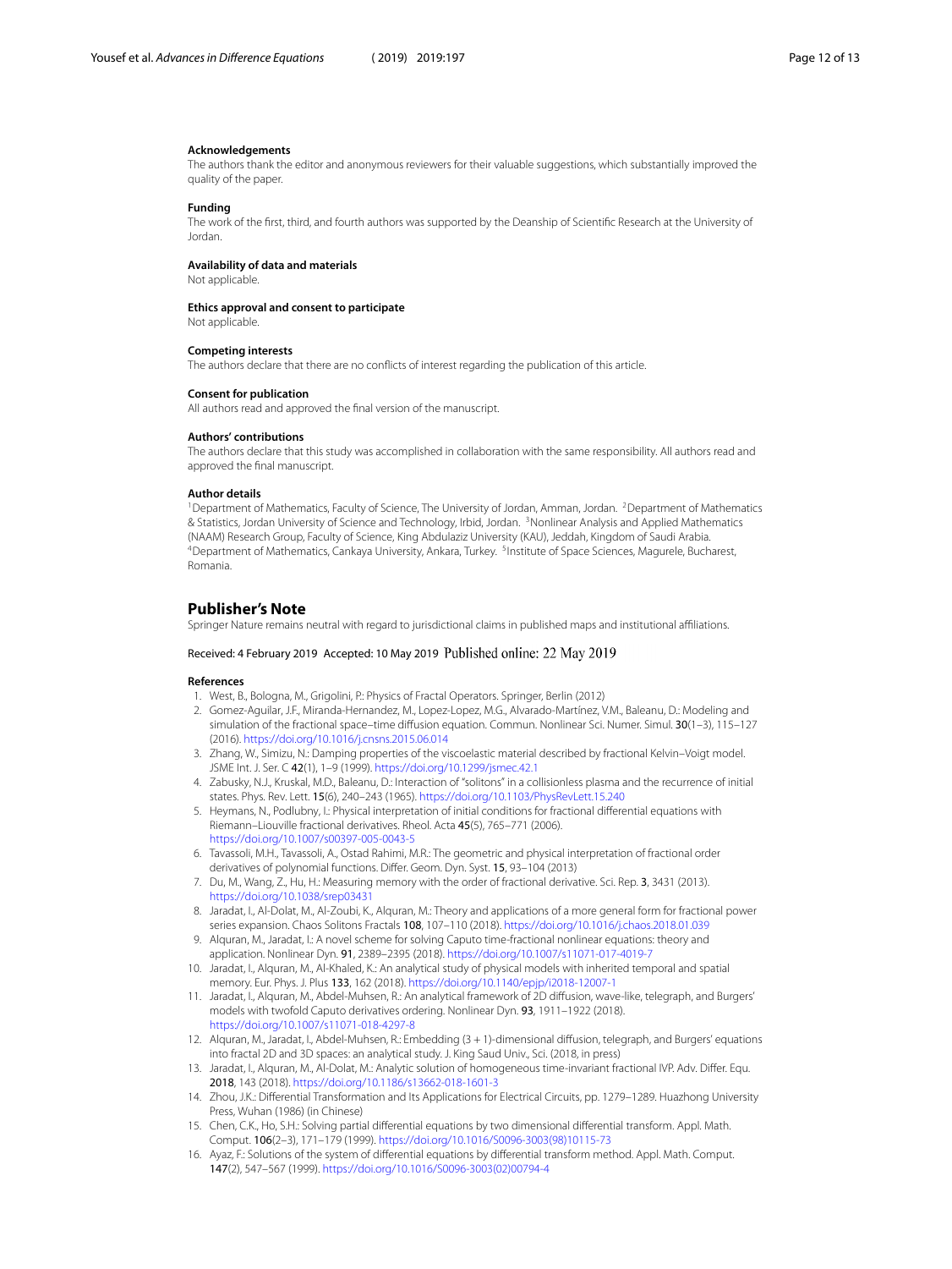### Acknowledgements

The authors thank the editor and anonymous reviewers for their valuable suggestions, which substantially improved the quality of the paper.

### Funding

The work of the first, third, and fourth authors was supported by the Deanship of Scientific Research at the University of Jordan.

### Availability of data and materials

Not applicable.

### Ethics approval and consent to participate

Not applicable.

### Competing interests

The authors declare that there are no conflicts of interest regarding the publication of this article.

### Consent for publication

All authors read and approved the final version of the manuscript.

### Authors' contributions

The authors declare that this study was accomplished in collaboration with the same responsibility. All authors read and approved the final manuscript.

### Author details

[1]Department of Mathematics, Faculty of Science, The University of Jordan, Amman, Jordan. [2]Department of Mathematics & Statistics, Jordan University of Science and Technology, Irbid, Jordan. [3]Nonlinear Analysis and Applied Mathematics (NAAM) Research Group, Faculty of Science, King Abdulaziz University (KAU), Jeddah, Kingdom of Saudi Arabia. [4]Department of Mathematics, Cankaya University, Ankara, Turkey. [5]Institute of Space Sciences, Magurele, Bucharest, Romania.

## Publisher's Note

Springer Nature remains neutral with regard to jurisdictional claims in published maps and institutional affiliations.

Received: 4 February 2019 Accepted: 10 May 2019 Published online: 22 May 2019

### References

1. West, B., Bologna, M., Grigolini, P.: Physics of Fractal Operators. Springer, Berlin (2012)
2. Gomez-Aguilar, J.F., Miranda-Hernandez, M., Lopez-Lopez, M.G., Alvarado-Martínez, V.M., Baleanu, D.: Modeling and simulation of the fractional space–time diffusion equation. Commun. Nonlinear Sci. Numer. Simul. **30**(1–3), 115–127 (2016). https://doi.org/10.1016/j.cnsns.2015.06.014
3. Zhang, W., Simizu, N.: Damping properties of the viscoelastic material described by fractional Kelvin–Voigt model. JSME Int. J. Ser. C **42**(1), 1–9 (1999). https://doi.org/10.1299/jsmec.42.1
4. Zabusky, N.J., Kruskal, M.D., Baleanu, D.: Interaction of "solitons" in a collisionless plasma and the recurrence of initial states. Phys. Rev. Lett. **15**(6), 240–243 (1965). https://doi.org/10.1103/PhysRevLett.15.240
5. Heymans, N., Podlubny, I.: Physical interpretation of initial conditions for fractional differential equations with Riemann–Liouville fractional derivatives. Rheol. Acta **45**(5), 765–771 (2006). https://doi.org/10.1007/s00397-005-0043-5
6. Tavassoli, M.H., Tavassoli, A., Ostad Rahimi, M.R.: The geometric and physical interpretation of fractional order derivatives of polynomial functions. Differ. Geom. Dyn. Syst. **15**, 93–104 (2013)
7. Du, M., Wang, Z., Hu, H.: Measuring memory with the order of fractional derivative. Sci. Rep. **3**, 3431 (2013). https://doi.org/10.1038/srep03431
8. Jaradat, I., Al-Dolat, M., Al-Zoubi, K., Alquran, M.: Theory and applications of a more general form for fractional power series expansion. Chaos Solitons Fractals **108**, 107–110 (2018). https://doi.org/10.1016/j.chaos.2018.01.039
9. Alquran, M., Jaradat, I.: A novel scheme for solving Caputo time-fractional nonlinear equations: theory and application. Nonlinear Dyn. **91**, 2389–2395 (2018). https://doi.org/10.1007/s11071-017-4019-7
10. Jaradat, I., Alquran, M., Al-Khaled, K.: An analytical study of physical models with inherited temporal and spatial memory. Eur. Phys. J. Plus **133**, 162 (2018). https://doi.org/10.1140/epjp/i2018-12007-1
11. Jaradat, I., Alquran, M., Abdel-Muhsen, R.: An analytical framework of 2D diffusion, wave-like, telegraph, and Burgers' models with twofold Caputo derivatives ordering. Nonlinear Dyn. **93**, 1911–1922 (2018). https://doi.org/10.1007/s11071-018-4297-8
12. Alquran, M., Jaradat, I., Abdel-Muhsen, R.: Embedding (3 + 1)-dimensional diffusion, telegraph, and Burgers' equations into fractal 2D and 3D spaces: an analytical study. J. King Saud Univ., Sci. (2018, in press)
13. Jaradat, I., Alquran, M., Al-Dolat, M.: Analytic solution of homogeneous time-invariant fractional IVP. Adv. Differ. Equ. **2018**, 143 (2018). https://doi.org/10.1186/s13662-018-1601-3
14. Zhou, J.K.: Differential Transformation and Its Applications for Electrical Circuits, pp. 1279–1289. Huazhong University Press, Wuhan (1986) (in Chinese)
15. Chen, C.K., Ho, S.H.: Solving partial differential equations by two dimensional differential transform. Appl. Math. Comput. **106**(2–3), 171–179 (1999). https://doi.org/10.1016/S0096-3003(98)10115-73
16. Ayaz, F.: Solutions of the system of differential equations by differential transform method. Appl. Math. Comput. **147**(2), 547–567 (1999). https://doi.org/10.1016/S0096-3003(02)00794-4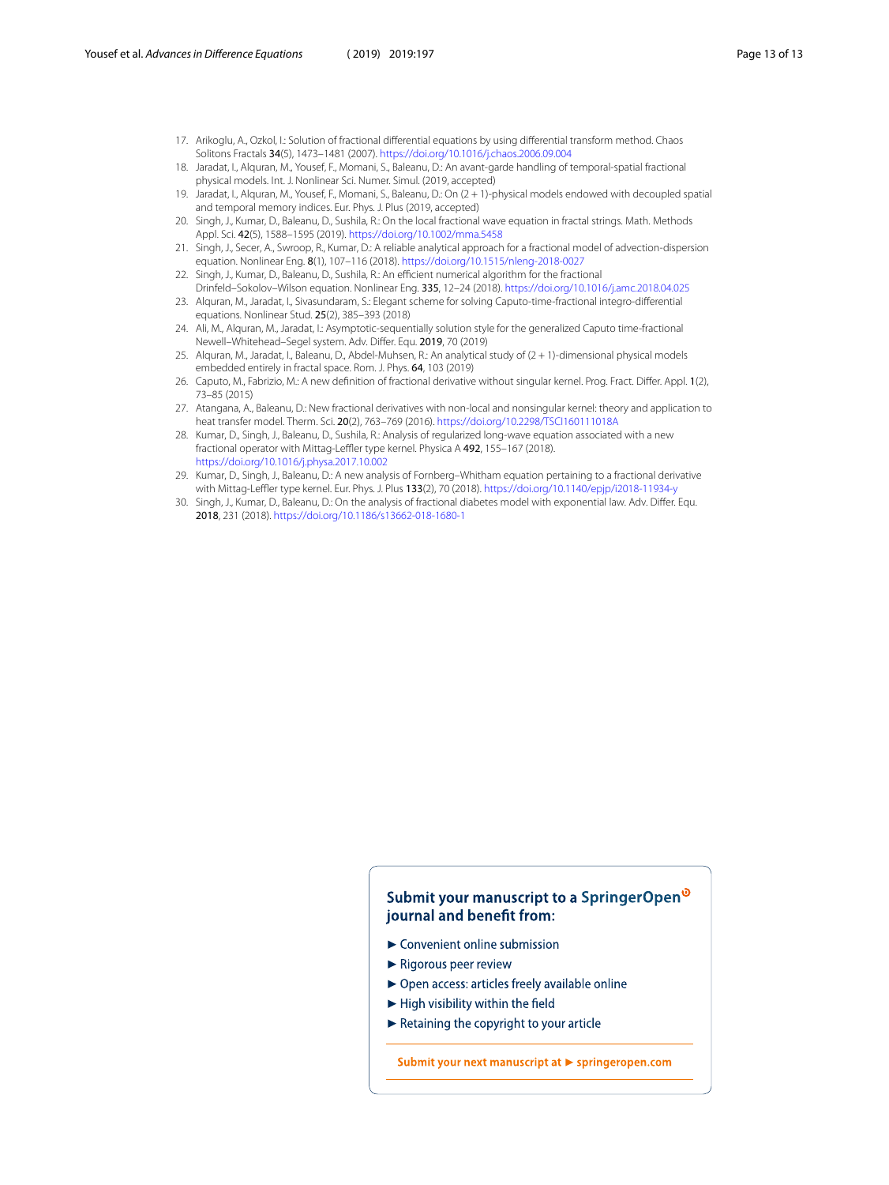17. Arikoglu, A., Ozkol, I.: Solution of fractional differential equations by using differential transform method. Chaos Solitons Fractals **34**(5), 1473–1481 (2007). https://doi.org/10.1016/j.chaos.2006.09.004
18. Jaradat, I., Alquran, M., Yousef, F., Momani, S., Baleanu, D.: An avant-garde handling of temporal-spatial fractional physical models. Int. J. Nonlinear Sci. Numer. Simul. (2019, accepted)
19. Jaradat, I., Alquran, M., Yousef, F., Momani, S., Baleanu, D.: On $(2 + 1)$-physical models endowed with decoupled spatial and temporal memory indices. Eur. Phys. J. Plus (2019, accepted)
20. Singh, J., Kumar, D., Baleanu, D., Sushila, R.: On the local fractional wave equation in fractal strings. Math. Methods Appl. Sci. **42**(5), 1588–1595 (2019). https://doi.org/10.1002/mma.5458
21. Singh, J., Secer, A., Swroop, R., Kumar, D.: A reliable analytical approach for a fractional model of advection-dispersion equation. Nonlinear Eng. **8**(1), 107–116 (2018). https://doi.org/10.1515/nleng-2018-0027
22. Singh, J., Kumar, D., Baleanu, D., Sushila, R.: An efficient numerical algorithm for the fractional Drinfeld–Sokolov–Wilson equation. Nonlinear Eng. **335**, 12–24 (2018). https://doi.org/10.1016/j.amc.2018.04.025
23. Alquran, M., Jaradat, I., Sivasundaram, S.: Elegant scheme for solving Caputo-time-fractional integro-differential equations. Nonlinear Stud. **25**(2), 385–393 (2018)
24. Ali, M., Alquran, M., Jaradat, I.: Asymptotic-sequentially solution style for the generalized Caputo time-fractional Newell–Whitehead–Segel system. Adv. Differ. Equ. **2019**, 70 (2019)
25. Alquran, M., Jaradat, I., Baleanu, D., Abdel-Muhsen, R.: An analytical study of $(2 + 1)$-dimensional physical models embedded entirely in fractal space. Rom. J. Phys. **64**, 103 (2019)
26. Caputo, M., Fabrizio, M.: A new definition of fractional derivative without singular kernel. Prog. Fract. Differ. Appl. **1**(2), 73–85 (2015)
27. Atangana, A., Baleanu, D.: New fractional derivatives with non-local and nonsingular kernel: theory and application to heat transfer model. Therm. Sci. **20**(2), 763–769 (2016). https://doi.org/10.2298/TSCI160111018A
28. Kumar, D., Singh, J., Baleanu, D., Sushila, R.: Analysis of regularized long-wave equation associated with a new fractional operator with Mittag-Leffler type kernel. Physica A **492**, 155–167 (2018). https://doi.org/10.1016/j.physa.2017.10.002
29. Kumar, D., Singh, J., Baleanu, D.: A new analysis of Fornberg–Whitham equation pertaining to a fractional derivative with Mittag-Leffler type kernel. Eur. Phys. J. Plus **133**(2), 70 (2018). https://doi.org/10.1140/epjp/i2018-11934-y
30. Singh, J., Kumar, D., Baleanu, D.: On the analysis of fractional diabetes model with exponential law. Adv. Differ. Equ. **2018**, 231 (2018). https://doi.org/10.1186/s13662-018-1680-1

**Submit your manuscript to a SpringerOpen journal and benefit from:**

- Convenient online submission
- Rigorous peer review
- Open access: articles freely available online
- High visibility within the field
- Retaining the copyright to your article

**Submit your next manuscript at ► springeropen.com**